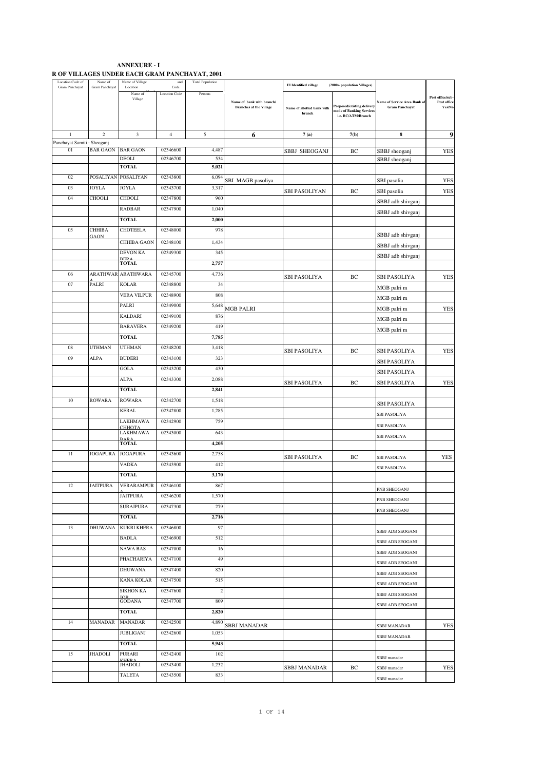# ANNEXURE - I

## R OF VILLAGES UNDER EACH GRAM PANCHAYAT, 2001

| Location Code of Gram Panchayat | Name of Gram Panchayat | Name of Village Location | and Code | Total Population | Name of bank with branch/ Branches at the Village | FI Identified village | (2000+ population Villages) | Name of Service Area Bank of Gram Panchayat | Post office/sub-Post office Yes/No |
|---|---|---|---|---|---|---|---|---|---|
| | | Name of Village | Location Code | Persons | | Name of allotted bank with branch | Proposed/existing delivery mode of Banking Services i.e. BC/ATM/Branch | | |
| 1 | 2 | 3 | 4 | 5 | 6 | 7 (a) | 7(b) | 8 | 9 |
| Panchayat Samiti : Sheoganj | | | | | | | | | |
| 01 | BAR GAON | BAR GAON | 02346600 | 4,487 | | SBBJ SHEOGANJ | BC | SBBJ sheoganj | YES |
| | | DEOLI | 02346700 | 534 | | | | SBBJ sheoganj | |
| | | TOTAL | | 5,021 | | | | | |
| 02 | POSALIYAN | POSALIYAN | 02343800 | 6,094 | SBI MAGB pasoliya | | | SBI pasolia | YES |
| 03 | JOYLA | JOYLA | 02343700 | 3,317 | | SBI PASOLIYAN | BC | SBI pasolia | YES |
| 04 | CHOOLI | CHOOLI | 02347800 | 960 | | | | SBBJ adb shivganj | |
| | | RADBAR | 02347900 | 1,040 | | | | SBBJ adb shivganj | |
| | | TOTAL | | 2,000 | | | | | |
| 05 | CHHIBA GAON | CHOTEELA | 02348000 | 978 | | | | SBBJ adb shivganj | |
| | | CHHIBA GAON | 02348100 | 1,434 | | | | SBBJ adb shivganj | |
| | | DEVON KA BERA | 02349300 | 345 | | | | SBBJ adb shivganj | |
| | | TOTAL | | 2,757 | | | | | |
| 06 | ARATHWARA | ARATHWARA | 02345700 | 4,736 | | SBI PASOLIYA | BC | SBI PASOLIYA | YES |
| 07 | PALRI | KOLAR | 02348800 | 34 | | | | MGB palri m | |
| | | VERA VILPUR | 02348900 | 808 | | | | MGB palri m | |
| | | PALRI | 02349000 | 5,648 | MGB PALRI | | | MGB palri m | YES |
| | | KALDARI | 02349100 | 876 | | | | MGB palri m | |
| | | BARAVERA | 02349200 | 419 | | | | MGB palri m | |
| | | TOTAL | | 7,785 | | | | | |
| 08 | UTHMAN | UTHMAN | 02348200 | 3,418 | | SBI PASOLIYA | BC | SBI PASOLIYA | YES |
| 09 | ALPA | BUDERI | 02343100 | 323 | | | | SBI PASOLIYA | |
| | | GOLA | 02343200 | 430 | | | | SBI PASOLIYA | |
| | | ALPA | 02343300 | 2,088 | | SBI PASOLIYA | BC | SBI PASOLIYA | YES |
| | | TOTAL | | 2,841 | | | | | |
| 10 | ROWARA | ROWARA | 02342700 | 1,518 | | | | SBI PASOLIYA | |
| | | KERAL | 02342800 | 1,285 | | | | SBI PASOLIYA | |
| | | LAKHMAWA CHHOTA | 02342900 | 759 | | | | SBI PASOLIYA | |
| | | LAKHMAWA BARA | 02343000 | 643 | | | | SBI PASOLIYA | |
| | | TOTAL | | 4,205 | | | | | |
| 11 | JOGAPURA | JOGAPURA | 02343600 | 2,758 | | SBI PASOLIYA | BC | SBI PASOLIYA | YES |
| | | VADKA | 02343900 | 412 | | | | SBI PASOLIYA | |
| | | TOTAL | | 3,170 | | | | | |
| 12 | JAITPURA | VERARAMPURA | 02346100 | 867 | | | | PNB SHEOGANJ | |
| | | JAITPURA | 02346200 | 1,570 | | | | PNB SHEOGANJ | |
| | | SURAJPURA | 02347300 | 279 | | | | PNB SHEOGANJ | |
| | | TOTAL | | 2,716 | | | | | |
| 13 | DHUWANA | KUKRI KHERA | 02346800 | 97 | | | | SBBJ ADB SEOGANJ | |
| | | BADLA | 02346900 | 512 | | | | SBBJ ADB SEOGANJ | |
| | | NAWA BAS | 02347000 | 16 | | | | SBBJ ADB SEOGANJ | |
| | | PHACHARIYA | 02347100 | 49 | | | | SBBJ ADB SEOGANJ | |
| | | DHUWANA | 02347400 | 820 | | | | SBBJ ADB SEOGANJ | |
| | | KANA KOLAR | 02347500 | 515 | | | | SBBJ ADB SEOGANJ | |
| | | SIKHON KA JOR | 02347600 | 2 | | | | SBBJ ADB SEOGANJ | |
| | | GODANA | 02347700 | 809 | | | | SBBJ ADB SEOGANJ | |
| | | TOTAL | | 2,820 | | | | | |
| 14 | MANADAR | MANADAR | 02342500 | 4,890 | SBBJ MANADAR | | | SBBJ MANADAR | YES |
| | | JUBLIGANJ | 02342600 | 1,053 | | | | SBBJ MANADAR | |
| | | TOTAL | | 5,943 | | | | | |
| 15 | JHADOLI | PURARI KHERA | 02342400 | 102 | | | | SBBJ manadar | |
| | | JHADOLI | 02343400 | 1,232 | | SBBJ MANADAR | BC | SBBJ manadar | YES |
| | | TALETA | 02343500 | 833 | | | | SBBJ manadar | |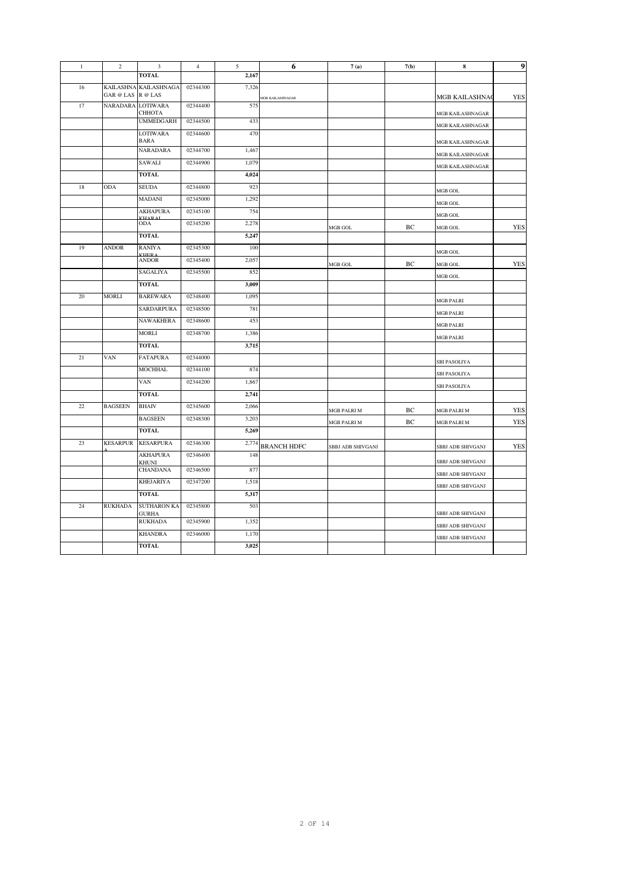| 1 | 2 | 3 | 4 | 5 | 6 | 7 (a) | 7(b) | 8 | 9 |
|---|---|---|---|---|---|---|---|---|---|
| | | TOTAL | | 2,167 | | | | | |
| 16 | KAILASHNA GAR @ LAS | KAILASHNAGA R @ LAS | 02344300 | 7,326 | MGB KAILASHNAGAR | | | MGB KAILASHNAG | YES |
| 17 | NARADARA | LOTIWARA CHHOTA | 02344400 | 575 | | | | MGB KAILASHNAGAR | |
| | | UMMEDGARH | 02344500 | 433 | | | | MGB KAILASHNAGAR | |
| | | LOTIWARA BARA | 02344600 | 470 | | | | MGB KAILASHNAGAR | |
| | | NARADARA | 02344700 | 1,467 | | | | MGB KAILASHNAGAR | |
| | | SAWALI | 02344900 | 1,079 | | | | MGB KAILASHNAGAR | |
| | | TOTAL | | 4,024 | | | | | |
| 18 | ODA | SEUDA | 02344800 | 923 | | | | MGB GOL | |
| | | MADANI | 02345000 | 1,292 | | | | MGB GOL | |
| | | AKHAPURA KHARAL | 02345100 | 754 | | | | MGB GOL | |
| | | ODA | 02345200 | 2,278 | | MGB GOL | BC | MGB GOL | YES |
| | | TOTAL | | 5,247 | | | | | |
| 19 | ANDOR | RANIYA KHERA | 02345300 | 100 | | | | MGB GOL | |
| | | ANDOR | 02345400 | 2,057 | | MGB GOL | BC | MGB GOL | YES |
| | | SAGALIYA | 02345500 | 852 | | | | MGB GOL | |
| | | TOTAL | | 3,009 | | | | | |
| 20 | MORLI | BAREWARA | 02348400 | 1,095 | | | | MGB PALRI | |
| | | SARDARPURA | 02348500 | 781 | | | | MGB PALRI | |
| | | NAWAKHERA | 02348600 | 453 | | | | MGB PALRI | |
| | | MORLI | 02348700 | 1,386 | | | | MGB PALRI | |
| | | TOTAL | | 3,715 | | | | | |
| 21 | VAN | FATAPURA | 02344000 | | | | | SBI PASOLIYA | |
| | | MOCHHAL | 02344100 | 874 | | | | SBI PASOLIYA | |
| | | VAN | 02344200 | 1,867 | | | | SBI PASOLIYA | |
| | | TOTAL | | 2,741 | | | | | |
| 22 | BAGSEEN | BHAIV | 02345600 | 2,066 | | MGB PALRI M | BC | MGB PALRI M | YES |
| | | BAGSEEN | 02348300 | 3,203 | | MGB PALRI M | BC | MGB PALRI M | YES |
| | | TOTAL | | 5,269 | | | | | |
| 23 | KESARPURA | KESARPURA | 02346300 | 2,774 | BRANCH HDFC | SBBJ ADB SHIVGANJ | | SBBJ ADB SHIVGANJ | YES |
| | | AKHAPURA KHUNI | 02346400 | 148 | | | | SBBJ ADB SHIVGANJ | |
| | | CHANDANA | 02346500 | 877 | | | | SBBJ ADB SHIVGANJ | |
| | | KHEJARIYA | 02347200 | 1,518 | | | | SBBJ ADB SHIVGANJ | |
| | | TOTAL | | 5,317 | | | | | |
| 24 | RUKHADA | SUTHARON KA GURHA | 02345800 | 503 | | | | SBBJ ADB SHIVGANJ | |
| | | RUKHADA | 02345900 | 1,352 | | | | SBBJ ADB SHIVGANJ | |
| | | KHANDRA | 02346000 | 1,170 | | | | SBBJ ADB SHIVGANJ | |
| | | TOTAL | | 3,025 | | | | | |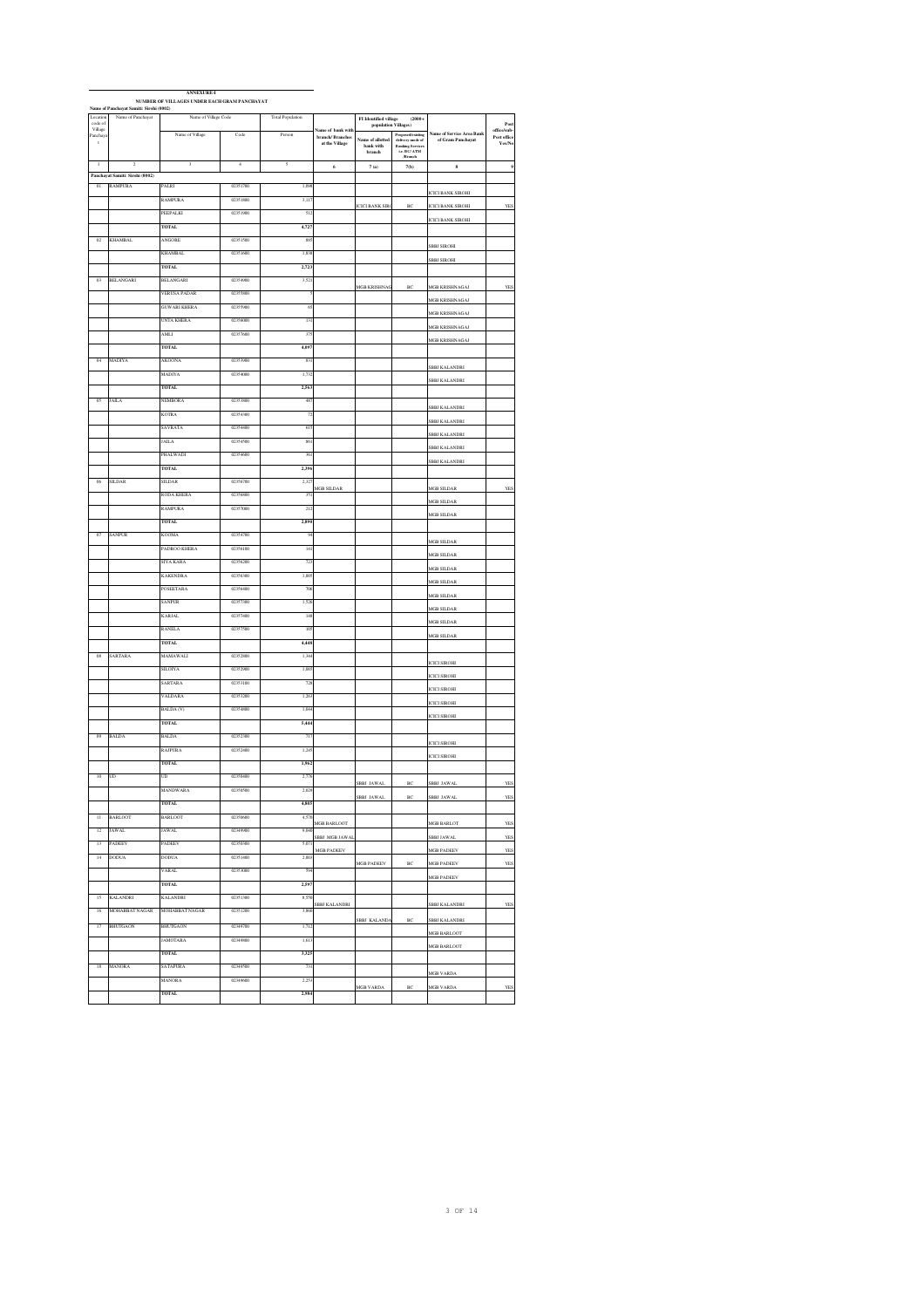**ANNEXURE-I**

**NUMBER OF VILLAGES UNDER EACH GRAM PANCHAYAT**

**Name of Panchayat Samiti: Sirohi (0002)**

| Location code of Village Panchayats | Name of Panchayat | Name of Village Code | | Total Population | Name of bank with branch/ Branches at the Village | FI Identified village (2000+ population Villages) | | Name of Service Area Bank of Gram Panchayat | Post office/sub-Post office Yes/No |
|---|---|---|---|---|---|---|---|---|---|
| | | Name of Village | Code | Person | | Name of allotted bank with branch | Proposed/existing delivery mode of Banking Services i.e. BC/ ATM /Branch | | |
| 1 | 2 | 3 | 4 | 5 | 6 | 7(a) | 7(b) | 8 | 9 |
| **Panchayat Samiti: Sirohi (0002)** | | | | | | | | | |
| 01 | RAMPURA | PALRI | 02351700 | 1,098 | | | | ICICI BANK SIROHI | |
| | | RAMPURA | 02351800 | 3,117 | | ICICI BANK SIRO | BC | ICICI BANK SIROHI | YES |
| | | PEEPALKI | 02351900 | 512 | | | | ICICI BANK SIROHI | |
| | | **TOTAL** | | **4,727** | | | | | |
| 02 | KHAMBAL | ANGORE | 02351500 | 885 | | | | SBBJ SIROHI | |
| | | KHAMBAL | 02351600 | 1,838 | | | | SBBJ SIROHI | |
| | | **TOTAL** | | **2,723** | | | | | |
| 03 | BELANGARI | BELANGARI | 02354900 | 3,521 | | MGB KRISHNAG | BC | MGB KRISHNAGAJ | YES |
| | | VERUSA PADAR | 02355000 | 5 | | | | MGB KRISHNAGAJ | |
| | | GUWARI KHERA | 02355900 | 65 | | | | MGB KRISHNAGAJ | |
| | | UNTA KHERA | 02356000 | 131 | | | | MGB KRISHNAGAJ | |
| | | AMLI | 02357600 | 375 | | | | MGB KRISHNAGAJ | |
| | | **TOTAL** | | **4,097** | | | | | |
| 04 | MADIYA | AKOONA | 02353900 | 831 | | | | SBBJ KALANDRI | |
| | | MADIYA | 02354000 | 1,732 | | | | SBBJ KALANDRI | |
| | | **TOTAL** | | **2,563** | | | | | |
| 05 | JAILA | NEMBORA | 02353800 | 487 | | | | SBBJ KALANDRI | |
| | | KOTRA | 02354300 | 72 | | | | SBBJ KALANDRI | |
| | | SAVRATA | 02354400 | 615 | | | | SBBJ KALANDRI | |
| | | JAILA | 02354500 | 861 | | | | SBBJ KALANDRI | |
| | | PHALWADI | 02354600 | 361 | | | | SBBJ KALANDRI | |
| | | **TOTAL** | | **2,396** | | | | | |
| 06 | SILDAR | SILDAR | 02356700 | 2,327 | MGB SILDAR | | | MGB SILDAR | YES |
| | | RODA KHERA | 02356800 | 351 | | | | MGB SILDAR | |
| | | RAMPURA | 02357000 | 212 | | | | MGB SILDAR | |
| | | **TOTAL** | | **2,890** | | | | | |
| 07 | SANPUR | KOOMA | 02354700 | 94 | | | | MGB SILDAR | |
| | | PADROO KHERA | 02356100 | 341 | | | | MGB SILDAR | |
| | | SIYA KARA | 02356200 | 325 | | | | MGB SILDAR | |
| | | KAKENDRA | 02356300 | 1,005 | | | | MGB SILDAR | |
| | | POSEETARA | 02356400 | 706 | | | | MGB SILDAR | |
| | | SANPUR | 02357300 | 1,526 | | | | MGB SILDAR | |
| | | KARJAL | 02357400 | 148 | | | | MGB SILDAR | |
| | | RANSLA | 02357500 | 305 | | | | MGB SILDAR | |
| | | **TOTAL** | | **4,448** | | | | | |
| 08 | SARTARA | MAMAWALI | 02352800 | 1,344 | | | | ICICI SIROHI | |
| | | SILOIYA | 02352900 | 1,065 | | | | ICICI SIROHI | |
| | | SARTARA | 02353100 | 728 | | | | ICICI SIROHI | |
| | | VALDARA | 02353200 | 1,261 | | | | ICICI SIROHI | |
| | | BALDA (V) | 02354800 | 1,046 | | | | ICICI SIROHI | |
| | | **TOTAL** | | **5,444** | | | | | |
| 09 | BALDA | BALDA | 02352300 | 717 | | | | ICICI SIROHI | |
| | | RAJPURA | 02352400 | 1,245 | | | | ICICI SIROHI | |
| | | **TOTAL** | | **1,962** | | | | | |
| 10 | UD | UD | 02350400 | 2,776 | | SBBJ JAWAL | BC | SBBJ JAWAL | YES |
| | | MANDWARA | 02350500 | 2,029 | | SBBJ JAWAL | BC | SBBJ JAWAL | YES |
| | | **TOTAL** | | **4,805** | | | | | |
| 11 | BARLOOT | BARLOOT | 02350600 | 4,578 | MGB BARLOOT | | | MGB BARLOT | YES |
| 12 | JAWAL | JAWAL | 02349000 | 9,846 | SBBJ MGB JAWAL | | | SBBJ JAWAL | YES |
| 13 | PADEEV | PADEEV | 02350300 | 5,871 | MGB PADEEV | | | MGB PADEEV | YES |
| 14 | DODUA | DODUA | 02351400 | 2,003 | | MGB PADEEV | BC | MGB PADEEV | YES |
| | | VARAL | 02353000 | 594 | | | | MGB PADEEV | |
| | | **TOTAL** | | **2,597** | | | | | |
| 15 | KALANDRI | KALANDRI | 02351300 | 8,558 | SBBJ KALANDRI | | | SBBJ KALANDRI | YES |
| 16 | MOHABBAT NAGAR | MOHABBAT NAGAR | 02351200 | 3,869 | | SBBJ KALANDA | BC | SBBJ KALANDRI | |
| 17 | BHUTGAON | BHUTGAON | 02349700 | 1,712 | | | | MGB BARLOOT | |
| | | JAMOTARA | 02349800 | 1,613 | | | | MGB BARLOOT | |
| | | **TOTAL** | | **3,325** | | | | | |
| 18 | MANORA | SATAPURA | 02349500 | 731 | | | | MGB VARDA | |
| | | MANORA | 02349600 | 2,253 | | MGB VARDA | BC | MGB VARDA | YES |
| | | **TOTAL** | | **2,984** | | | | | |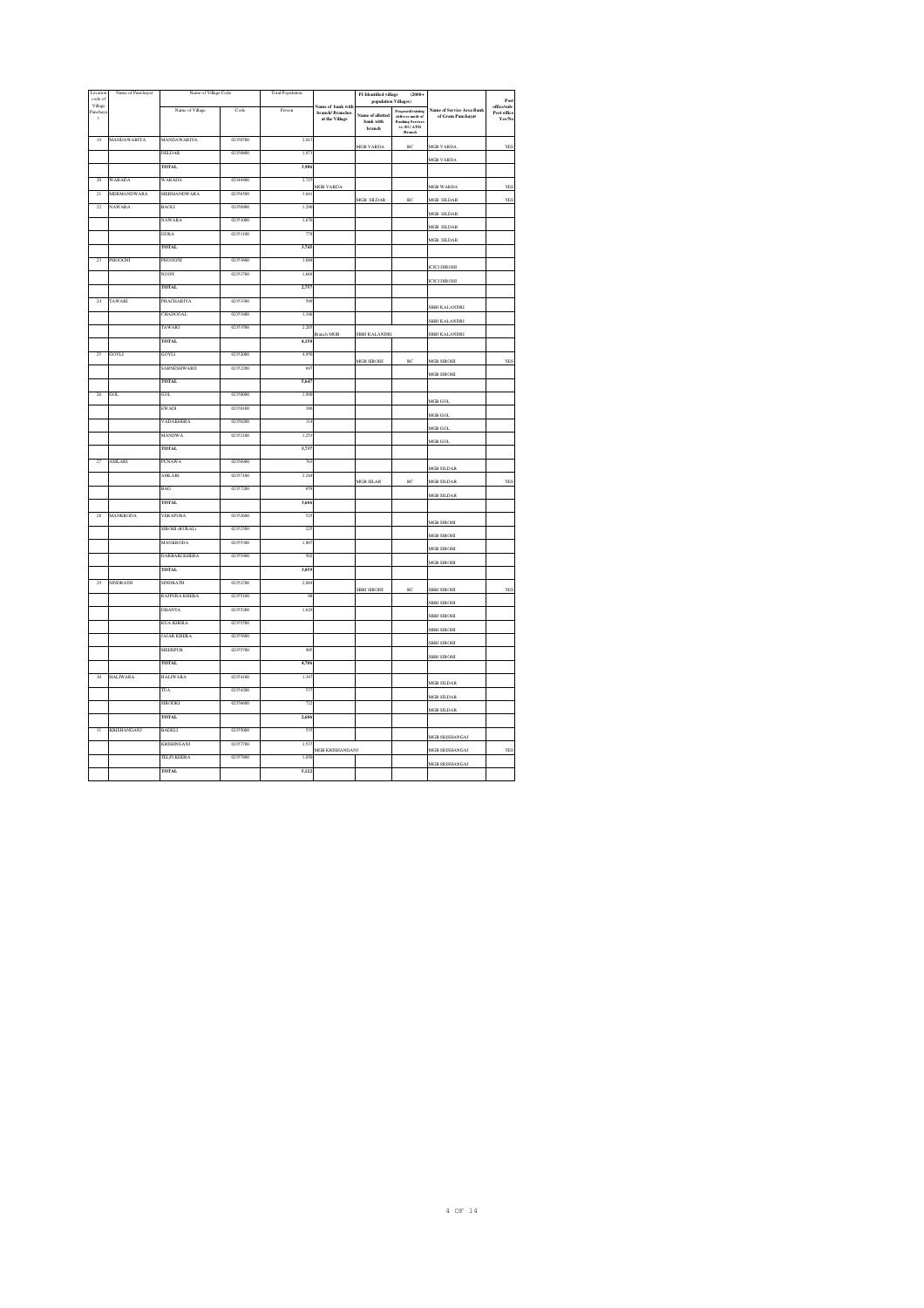| Location code of Village Panchayat | Name of Panchayat | Name of Village Code | | Total Population | Name of bank with branch/ Branches at the Village | FI Identified village (2000+ population Villages) | | Name of Service Area Bank of Gram Panchayat | Post office/sub-Post office Yes/No |
|---|---|---|---|---|---|---|---|---|---|
| | | Name of Village | Code | Person | | Name of allotted bank with branch | Proposed/existing delivery mode of Banking Services i.e. BC/ ATM /Branch | | |
| 19 | MANDAWARIYA | MANDAWARIYA | 02350700 | 2,013 | | MGB VARDA | BC | MGB VARDA | YES |
| | | DELDAR | 02350800 | 1,973 | | | | MGB VARDA | |
| | | TOTAL | | 3,986 | | | | | |
| 20 | WARADA | WARADA | 02344400 | 2,715 | MGB VARDA | | | MGB WARDA | YES |
| 21 | MERMANDWARA | MERMANDWARA | 02356500 | 3,641 | | MGB SILDAR | BC | MGB SILDAR | YES |
| 22 | NAWARA | BAOLI | 02350900 | 1,290 | | | | MGB SILDAR | |
| | | NAWARA | 02351000 | 1,676 | | | | MGB SILDAR | |
| | | GURA | 02351100 | 779 | | | | MGB SILDAR | |
| | | TOTAL | | 3,745 | | | | | |
| 23 | PHOOGNI | PHOOGNI | 02353600 | 1,088 | | | | ICICI DIROHI | |
| | | NOON | 02353700 | 1,669 | | | | ICICI DIROHI | |
| | | TOTAL | | 2,757 | | | | | |
| 24 | TAWARI | PHACHARIYA | 02353300 | 599 | | | | SBBJ KALANDRI | |
| | | CHADOOAL | 02353400 | 1,346 | | | | SBBJ KALANDRI | |
| | | TAWARI | 02353500 | 2,205 | Branch MGB | SBBJ KALANDRI | | SBBJ KALANDRI | |
| | | TOTAL | | 4,150 | | | | | |
| 25 | GOYLI | GOYLI | 02352000 | 4,950 | | MGB SIROHI | BC | MGB SIROHI | YES |
| | | SARNESHWARJI | 02352200 | 697 | | | | MGB SIROHI | |
| | | TOTAL | | 5,647 | | | | | |
| 26 | GOL | GOL | 02350000 | 1,900 | | | | MGB GOL | |
| | | EWADI | 02350100 | 160 | | | | MGB GOL | |
| | | VADAKHERA | 02350200 | 114 | | | | MGB GOL | |
| | | MANDWA | 02352100 | 1,253 | | | | MGB GOL | |
| | | TOTAL | | 3,737 | | | | | |
| 27 | AMLARI | PUNAWA | 02356000 | 763 | | | | MGB SILDAR | |
| | | AMLARI | 02357100 | 2,244 | | MGB SILAR | BC | MGB SILDAR | YES |
| | | BAG | 02357200 | 659 | | | | MGB SILDAR | |
| | | TOTAL | | 3,666 | | | | | |
| 28 | MANKRODA | VERAPURA | 02352600 | 525 | | | | MGB SIROHI | |
| | | SIROHI (RURAL) | 02352500 | 225 | | | | MGB SIROHI | |
| | | MANKRODA | 02355300 | 1,807 | | | | MGB SIROHI | |
| | | DARBARI KHERA | 02355400 | 502 | | | | MGB SIROHI | |
| | | TOTAL | | 3,059 | | | | | |
| 29 | SINDRATH | SINDRATH | 02352700 | 2,084 | | SBBJ SIROHI | BC | SBBJ SIROHI | YES |
| | | RAJPURA KHERA | 02355100 | 98 | | | | SBBJ SIROHI | |
| | | DHANTA | 02355200 | 1,628 | | | | SBBJ SIROHI | |
| | | KUA KHERA | 02355500 | | | | | SBBJ SIROHI | |
| | | JAJAR KHERA | 02355600 | | | | | SBBJ SIROHI | |
| | | MEERPUR | 02355700 | 905 | | | | SBBJ SIROHI | |
| | | TOTAL | | 4,706 | | | | | |
| 30 | HALIWARA | HALIWARA | 02354100 | 1,347 | | | | MGB SILDAR | |
| | | TUA | 02354200 | 537 | | | | MGB SILDAR | |
| | | SIRODKI | 02356600 | 722 | | | | MGB SILDAR | |
| | | TOTAL | | 2,606 | | | | | |
| 31 | KRISHANGANJ | BADELI | 02355800 | 535 | | | | MGB KRISHANGAJ | |
| | | KRISHNGANJ | 02357700 | 3,537 | MGB KRISHANGANJ | | | MGB KRISHANGAJ | YES |
| | | TELPI KHERA | 02357800 | 1,050 | | | | MGB KRISHANGAJ | |
| | | TOTAL | | 5,122 | | | | | |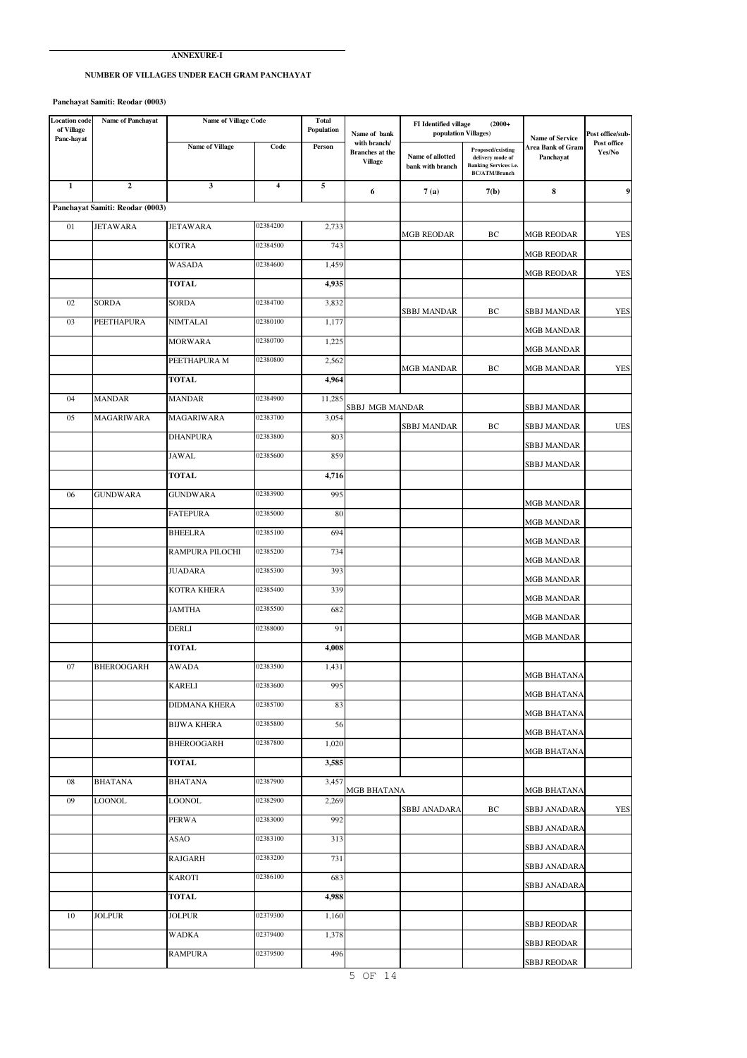**ANNEXURE-I**

**NUMBER OF VILLAGES UNDER EACH GRAM PANCHAYAT**

**Panchayat Samiti: Reodar (0003)**

| Location code of Village Panc-hayat | Name of Panchayat | Name of Village Code | | Total Population | Name of bank with branch/ Branches at the Village | FI Identified village (2000+ population Villages) | | Name of Service Area Bank of Gram Panchayat | Post office/sub-Post office Yes/No |
|---|---|---|---|---|---|---|---|---|---|
| | | Name of Village | Code | Person | | Name of allotted bank with branch | Proposed/existing delivery mode of Banking Services i.e. BC/ATM/Branch | | |
| 1 | 2 | 3 | 4 | 5 | 6 | 7 (a) | 7(b) | 8 | 9 |
| | Panchayat Samiti: Reodar (0003) | | | | | | | | |
| 01 | JETAWARA | JETAWARA | 02384200 | 2,733 | | MGB REODAR | BC | MGB REODAR | YES |
| | | KOTRA | 02384500 | 743 | | | | MGB REODAR | |
| | | WASADA | 02384600 | 1,459 | | | | MGB REODAR | YES |
| | | TOTAL | | 4,935 | | | | | |
| 02 | SORDA | SORDA | 02384700 | 3,832 | | SBBJ MANDAR | BC | SBBJ MANDAR | YES |
| 03 | PEETHAPURA | NIMTALAI | 02380100 | 1,177 | | | | MGB MANDAR | |
| | | MORWARA | 02380700 | 1,225 | | | | MGB MANDAR | |
| | | PEETHAPURA M | 02380800 | 2,562 | | MGB MANDAR | BC | MGB MANDAR | YES |
| | | TOTAL | | 4,964 | | | | | |
| 04 | MANDAR | MANDAR | 02384900 | 11,285 | SBBJ MGB MANDAR | | | SBBJ MANDAR | |
| 05 | MAGARIWARA | MAGARIWARA | 02383700 | 3,054 | | SBBJ MANDAR | BC | SBBJ MANDAR | UES |
| | | DHANPURA | 02383800 | 803 | | | | SBBJ MANDAR | |
| | | JAWAL | 02385600 | 859 | | | | SBBJ MANDAR | |
| | | TOTAL | | 4,716 | | | | | |
| 06 | GUNDWARA | GUNDWARA | 02383900 | 995 | | | | MGB MANDAR | |
| | | FATEPURA | 02385000 | 80 | | | | MGB MANDAR | |
| | | BHEELRA | 02385100 | 694 | | | | MGB MANDAR | |
| | | RAMPURA PILOCHI | 02385200 | 734 | | | | MGB MANDAR | |
| | | JUADARA | 02385300 | 393 | | | | MGB MANDAR | |
| | | KOTRA KHERA | 02385400 | 339 | | | | MGB MANDAR | |
| | | JAMTHA | 02385500 | 682 | | | | MGB MANDAR | |
| | | DERLI | 02388000 | 91 | | | | MGB MANDAR | |
| | | TOTAL | | 4,008 | | | | | |
| 07 | BHEROOGARH | AWADA | 02383500 | 1,431 | | | | MGB BHATANA | |
| | | KARELI | 02383600 | 995 | | | | MGB BHATANA | |
| | | DIDMANA KHERA | 02385700 | 83 | | | | MGB BHATANA | |
| | | BIJWA KHERA | 02385800 | 56 | | | | MGB BHATANA | |
| | | BHEROOGARH | 02387800 | 1,020 | | | | MGB BHATANA | |
| | | TOTAL | | 3,585 | | | | | |
| 08 | BHATANA | BHATANA | 02387900 | 3,457 | MGB BHATANA | | | MGB BHATANA | |
| 09 | LOONOL | LOONOL | 02382900 | 2,269 | | SBBJ ANADARA | BC | SBBJ ANADARA | YES |
| | | PERWA | 02383000 | 992 | | | | SBBJ ANADARA | |
| | | ASAO | 02383100 | 313 | | | | SBBJ ANADARA | |
| | | RAJGARH | 02383200 | 731 | | | | SBBJ ANADARA | |
| | | KAROTI | 02386100 | 683 | | | | SBBJ ANADARA | |
| | | TOTAL | | 4,988 | | | | | |
| 10 | JOLPUR | JOLPUR | 02379300 | 1,160 | | | | SBBJ REODAR | |
| | | WADKA | 02379400 | 1,378 | | | | SBBJ REODAR | |
| | | RAMPURA | 02379500 | 496 | | | | SBBJ REODAR | |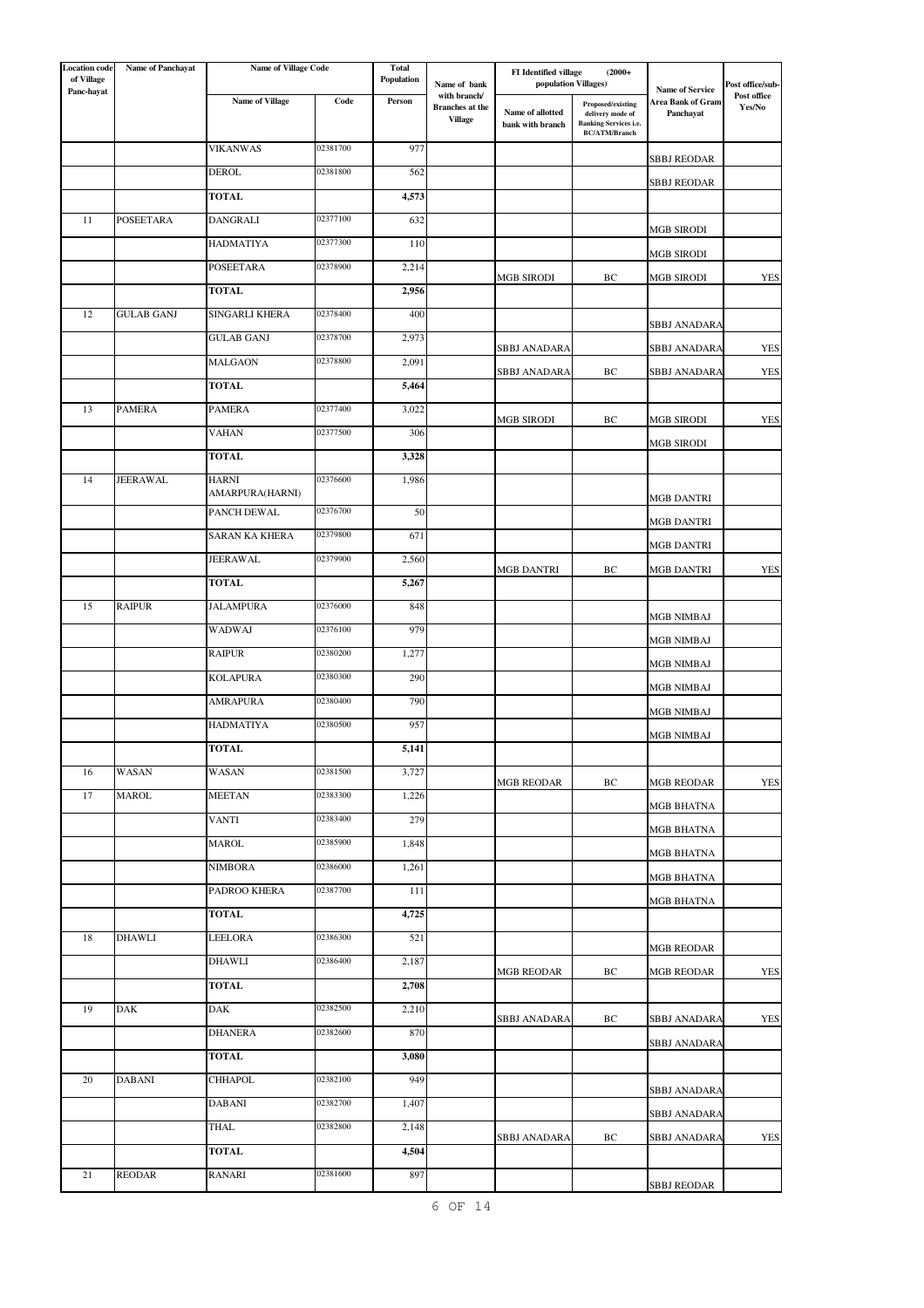| Location code of Village Panc-hayat | Name of Panchayat | Name of Village Code | | Total Population | Name of bank with branch/ Branches at the Village | FI Identified village (2000+ population Villages) | | Name of Service Area Bank of Gram Panchayat | Post office/sub-Post office Yes/No |
|---|---|---|---|---|---|---|---|---|---|
| | | Name of Village | Code | Person | | Name of allotted bank with branch | Proposed/existing delivery mode of Banking Services i.e. BC/ATM/Branch | | |
| | | VIKANWAS | 02381700 | 977 | | | | SBBJ REODAR | |
| | | DEROL | 02381800 | 562 | | | | SBBJ REODAR | |
| | | TOTAL | | 4,573 | | | | | |
| 11 | POSEETARA | DANGRALI | 02377100 | 632 | | | | MGB SIRODI | |
| | | HADMATIYA | 02377300 | 110 | | | | MGB SIRODI | |
| | | POSEETARA | 02378900 | 2,214 | | MGB SIRODI | BC | MGB SIRODI | YES |
| | | TOTAL | | 2,956 | | | | | |
| 12 | GULAB GANJ | SINGARLI KHERA | 02378400 | 400 | | | | SBBJ ANADARA | |
| | | GULAB GANJ | 02378700 | 2,973 | | SBBJ ANADARA | | SBBJ ANADARA | YES |
| | | MALGAON | 02378800 | 2,091 | | SBBJ ANADARA | BC | SBBJ ANADARA | YES |
| | | TOTAL | | 5,464 | | | | | |
| 13 | PAMERA | PAMERA | 02377400 | 3,022 | | MGB SIRODI | BC | MGB SIRODI | YES |
| | | VAHAN | 02377500 | 306 | | | | MGB SIRODI | |
| | | TOTAL | | 3,328 | | | | | |
| 14 | JEERAWAL | HARNI AMARPURA(HARNI) | 02376600 | 1,986 | | | | MGB DANTRI | |
| | | PANCH DEWAL | 02376700 | 50 | | | | MGB DANTRI | |
| | | SARAN KA KHERA | 02379800 | 671 | | | | MGB DANTRI | |
| | | JEERAWAL | 02379900 | 2,560 | | MGB DANTRI | BC | MGB DANTRI | YES |
| | | TOTAL | | 5,267 | | | | | |
| 15 | RAIPUR | JALAMPURA | 02376000 | 848 | | | | MGB NIMBAJ | |
| | | WADWAJ | 02376100 | 979 | | | | MGB NIMBAJ | |
| | | RAIPUR | 02380200 | 1,277 | | | | MGB NIMBAJ | |
| | | KOLAPURA | 02380300 | 290 | | | | MGB NIMBAJ | |
| | | AMRAPURA | 02380400 | 790 | | | | MGB NIMBAJ | |
| | | HADMATIYA | 02380500 | 957 | | | | MGB NIMBAJ | |
| | | TOTAL | | 5,141 | | | | | |
| 16 | WASAN | WASAN | 02381500 | 3,727 | | MGB REODAR | BC | MGB REODAR | YES |
| 17 | MAROL | MEETAN | 02383300 | 1,226 | | | | MGB BHATNA | |
| | | VANTI | 02383400 | 279 | | | | MGB BHATNA | |
| | | MAROL | 02385900 | 1,848 | | | | MGB BHATNA | |
| | | NIMBORA | 02386000 | 1,261 | | | | MGB BHATNA | |
| | | PADROO KHERA | 02387700 | 111 | | | | MGB BHATNA | |
| | | TOTAL | | 4,725 | | | | | |
| 18 | DHAWLI | LEELORA | 02386300 | 521 | | | | MGB REODAR | |
| | | DHAWLI | 02386400 | 2,187 | | MGB REODAR | BC | MGB REODAR | YES |
| | | TOTAL | | 2,708 | | | | | |
| 19 | DAK | DAK | 02382500 | 2,210 | | SBBJ ANADARA | BC | SBBJ ANADARA | YES |
| | | DHANERA | 02382600 | 870 | | | | SBBJ ANADARA | |
| | | TOTAL | | 3,080 | | | | | |
| 20 | DABANI | CHHAPOL | 02382100 | 949 | | | | SBBJ ANADARA | |
| | | DABANI | 02382700 | 1,407 | | | | SBBJ ANADARA | |
| | | THAL | 02382800 | 2,148 | | SBBJ ANADARA | BC | SBBJ ANADARA | YES |
| | | TOTAL | | 4,504 | | | | | |
| 21 | REODAR | RANARI | 02381600 | 897 | | | | SBBJ REODAR | |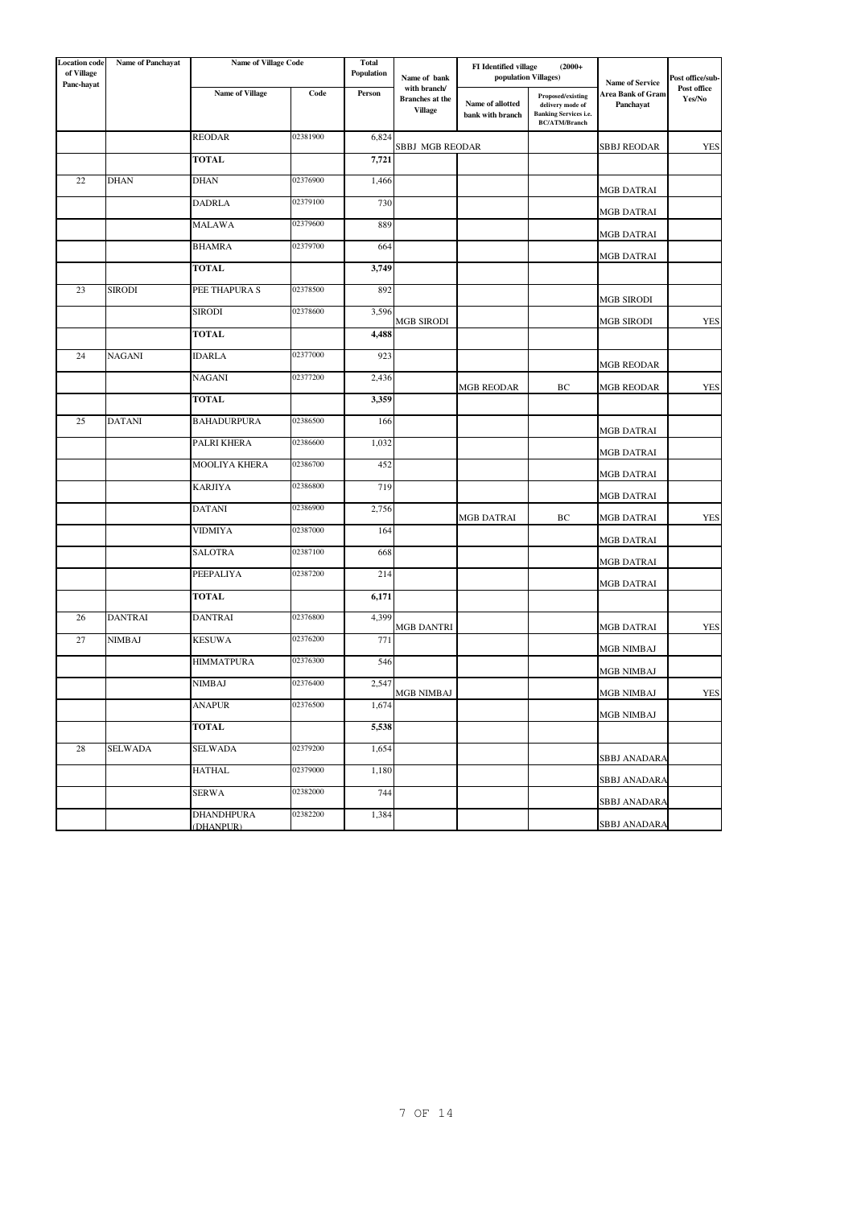| Location code of Village Panc-hayat | Name of Panchayat | Name of Village Code | | Total Population | Name of bank with branch/ Branches at the Village | FI Identified village (2000+ population Villages) | | Name of Service Area Bank of Gram Panchayat | Post office/sub-Post office Yes/No |
|---|---|---|---|---|---|---|---|---|---|
| | | Name of Village | Code | Person | | Name of allotted bank with branch | Proposed/existing delivery mode of Banking Services i.e. BC/ATM/Branch | | |
| | | REODAR | 02381900 | 6,824 | SBBJ MGB REODAR | | | SBBJ REODAR | YES |
| | | TOTAL | | 7,721 | | | | | |
| 22 | DHAN | DHAN | 02376900 | 1,466 | | | | MGB DATRAI | |
| | | DADRLA | 02379100 | 730 | | | | MGB DATRAI | |
| | | MALAWA | 02379600 | 889 | | | | MGB DATRAI | |
| | | BHAMRA | 02379700 | 664 | | | | MGB DATRAI | |
| | | TOTAL | | 3,749 | | | | | |
| 23 | SIRODI | PEE THAPURA S | 02378500 | 892 | | | | MGB SIRODI | |
| | | SIRODI | 02378600 | 3,596 | MGB SIRODI | | | MGB SIRODI | YES |
| | | TOTAL | | 4,488 | | | | | |
| 24 | NAGANI | IDARLA | 02377000 | 923 | | | | MGB REODAR | |
| | | NAGANI | 02377200 | 2,436 | | MGB REODAR | BC | MGB REODAR | YES |
| | | TOTAL | | 3,359 | | | | | |
| 25 | DATANI | BAHADURPURA | 02386500 | 166 | | | | MGB DATRAI | |
| | | PALRI KHERA | 02386600 | 1,032 | | | | MGB DATRAI | |
| | | MOOLIYA KHERA | 02386700 | 452 | | | | MGB DATRAI | |
| | | KARJIYA | 02386800 | 719 | | | | MGB DATRAI | |
| | | DATANI | 02386900 | 2,756 | | MGB DATRAI | BC | MGB DATRAI | YES |
| | | VIDMIYA | 02387000 | 164 | | | | MGB DATRAI | |
| | | SALOTRA | 02387100 | 668 | | | | MGB DATRAI | |
| | | PEEPALIYA | 02387200 | 214 | | | | MGB DATRAI | |
| | | TOTAL | | 6,171 | | | | | |
| 26 | DANTRAI | DANTRAI | 02376800 | 4,399 | MGB DANTRI | | | MGB DATRAI | YES |
| 27 | NIMBAJ | KESUWA | 02376200 | 771 | | | | MGB NIMBAJ | |
| | | HIMMATPURA | 02376300 | 546 | | | | MGB NIMBAJ | |
| | | NIMBAJ | 02376400 | 2,547 | MGB NIMBAJ | | | MGB NIMBAJ | YES |
| | | ANAPUR | 02376500 | 1,674 | | | | MGB NIMBAJ | |
| | | TOTAL | | 5,538 | | | | | |
| 28 | SELWADA | SELWADA | 02379200 | 1,654 | | | | SBBJ ANADARA | |
| | | HATHAL | 02379000 | 1,180 | | | | SBBJ ANADARA | |
| | | SERWA | 02382000 | 744 | | | | SBBJ ANADARA | |
| | | DHANDHPURA (DHANPUR) | 02382200 | 1,384 | | | | SBBJ ANADARA | |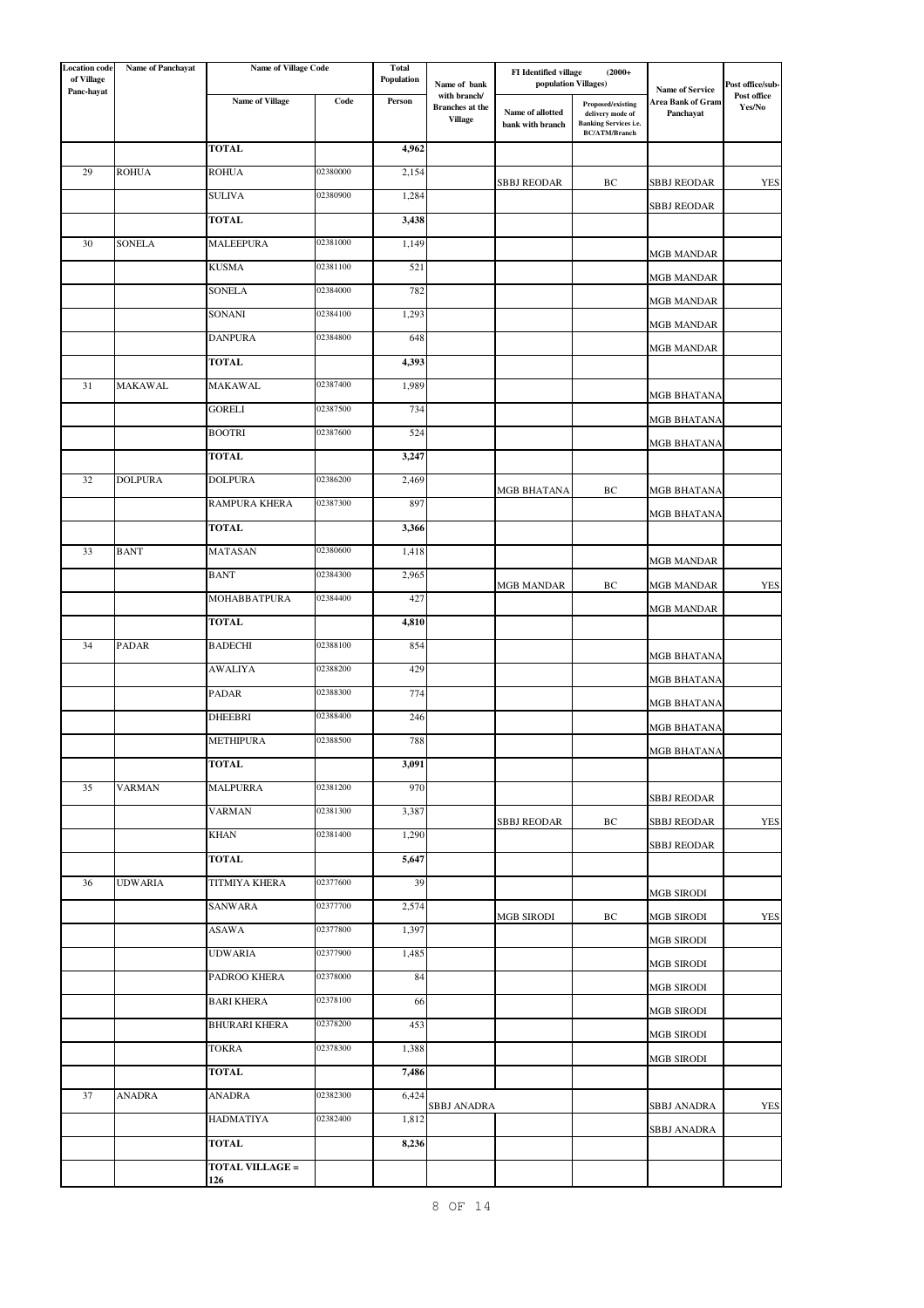| Location code of Village Panc-hayat | Name of Panchayat | Name of Village Code | | Total Population | Name of bank with branch/ Branches at the Village | FI Identified village (2000+ population Villages) | | Name of Service Area Bank of Gram Panchayat | Post office/sub-Post office Yes/No |
|---|---|---|---|---|---|---|---|---|---|
| | | Name of Village | Code | Person | | Name of allotted bank with branch | Proposed/existing delivery mode of Banking Services i.e. BC/ATM/Branch | | |
| | | TOTAL | | 4,962 | | | | | |
| 29 | ROHUA | ROHUA | 02380000 | 2,154 | | SBBJ REODAR | BC | SBBJ REODAR | YES |
| | | SULIVA | 02380900 | 1,284 | | | | SBBJ REODAR | |
| | | TOTAL | | 3,438 | | | | | |
| 30 | SONELA | MALEEPURA | 02381000 | 1,149 | | | | MGB MANDAR | |
| | | KUSMA | 02381100 | 521 | | | | MGB MANDAR | |
| | | SONELA | 02384000 | 782 | | | | MGB MANDAR | |
| | | SONANI | 02384100 | 1,293 | | | | MGB MANDAR | |
| | | DANPURA | 02384800 | 648 | | | | MGB MANDAR | |
| | | TOTAL | | 4,393 | | | | | |
| 31 | MAKAWAL | MAKAWAL | 02387400 | 1,989 | | | | MGB BHATANA | |
| | | GORELI | 02387500 | 734 | | | | MGB BHATANA | |
| | | BOOTRI | 02387600 | 524 | | | | MGB BHATANA | |
| | | TOTAL | | 3,247 | | | | | |
| 32 | DOLPURA | DOLPURA | 02386200 | 2,469 | | MGB BHATANA | BC | MGB BHATANA | |
| | | RAMPURA KHERA | 02387300 | 897 | | | | MGB BHATANA | |
| | | TOTAL | | 3,366 | | | | | |
| 33 | BANT | MATASAN | 02380600 | 1,418 | | | | MGB MANDAR | |
| | | BANT | 02384300 | 2,965 | | MGB MANDAR | BC | MGB MANDAR | YES |
| | | MOHABBATPURA | 02384400 | 427 | | | | MGB MANDAR | |
| | | TOTAL | | 4,810 | | | | | |
| 34 | PADAR | BADECHI | 02388100 | 854 | | | | MGB BHATANA | |
| | | AWALIYA | 02388200 | 429 | | | | MGB BHATANA | |
| | | PADAR | 02388300 | 774 | | | | MGB BHATANA | |
| | | DHEEBRI | 02388400 | 246 | | | | MGB BHATANA | |
| | | METHIPURA | 02388500 | 788 | | | | MGB BHATANA | |
| | | TOTAL | | 3,091 | | | | | |
| 35 | VARMAN | MALPURRA | 02381200 | 970 | | | | SBBJ REODAR | |
| | | VARMAN | 02381300 | 3,387 | | SBBJ REODAR | BC | SBBJ REODAR | YES |
| | | KHAN | 02381400 | 1,290 | | | | SBBJ REODAR | |
| | | TOTAL | | 5,647 | | | | | |
| 36 | UDWARIA | TITMIYA KHERA | 02377600 | 39 | | | | MGB SIRODI | |
| | | SANWARA | 02377700 | 2,574 | | MGB SIRODI | BC | MGB SIRODI | YES |
| | | ASAWA | 02377800 | 1,397 | | | | MGB SIRODI | |
| | | UDWARIA | 02377900 | 1,485 | | | | MGB SIRODI | |
| | | PADROO KHERA | 02378000 | 84 | | | | MGB SIRODI | |
| | | BARI KHERA | 02378100 | 66 | | | | MGB SIRODI | |
| | | BHURARI KHERA | 02378200 | 453 | | | | MGB SIRODI | |
| | | TOKRA | 02378300 | 1,388 | | | | MGB SIRODI | |
| | | TOTAL | | 7,486 | | | | | |
| 37 | ANADRA | ANADRA | 02382300 | 6,424 | SBBJ ANADRA | | | SBBJ ANADRA | YES |
| | | HADMATIYA | 02382400 | 1,812 | | | | SBBJ ANADRA | |
| | | TOTAL | | 8,236 | | | | | |
| | | TOTAL VILLAGE = 126 | | | | | | | |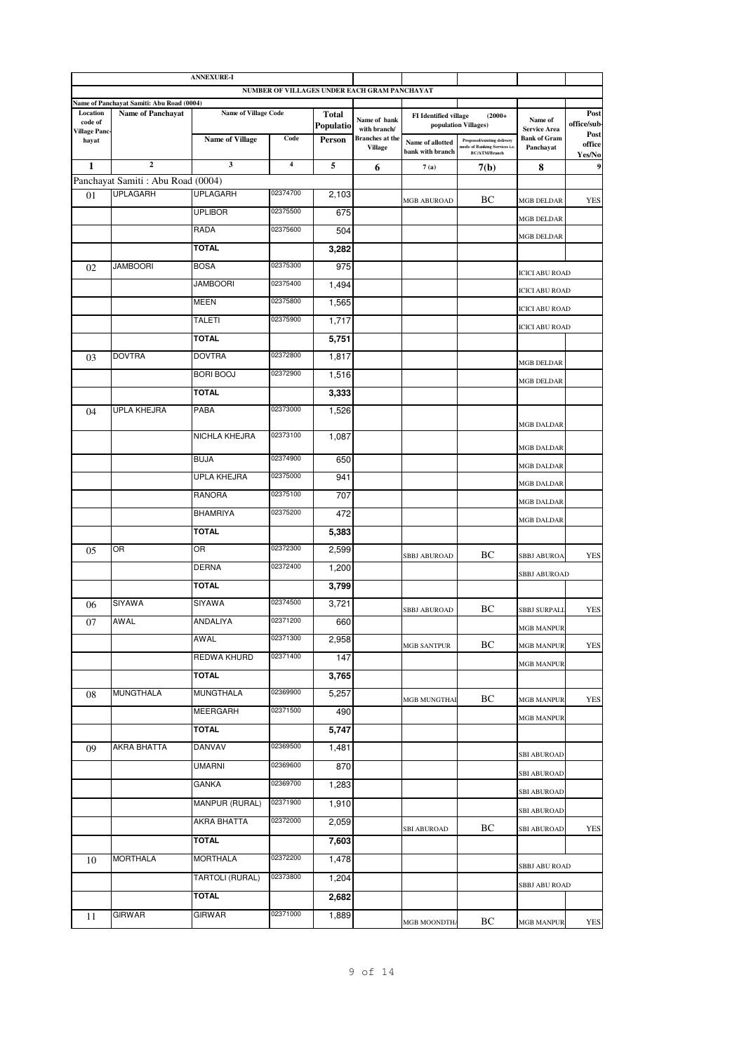ANNEXURE-I

NUMBER OF VILLAGES UNDER EACH GRAM PANCHAYAT

Name of Panchayat Samiti: Abu Road (0004)

| Location code of Village Panchayat | Name of Panchayat | Name of Village Code | | Total Population | Name of bank with branch/ Branches at the Village | FI Identified village (2000+ population Villages) | | Name of Service Area Bank of Gram Panchayat | Post office/sub-Post office Yes/No |
|---|---|---|---|---|---|---|---|---|---|
| | | Name of Village | Code | Person | | Name of allotted bank with branch | Proposed/existing delivery mode of Banking Services i.e. BC/ATM/Branch | | |
| 1 | 2 | 3 | 4 | 5 | 6 | 7 (a) | 7(b) | 8 | 9 |
| Panchayat Samiti : Abu Road (0004) | | | | | | | | | |
| 01 | UPLAGARH | UPLAGARH | 02374700 | 2,103 | | MGB ABUROAD | BC | MGB DELDAR | YES |
| | | UPLIBOR | 02375500 | 675 | | | | MGB DELDAR | |
| | | RADA | 02375600 | 504 | | | | MGB DELDAR | |
| | | TOTAL | | 3,282 | | | | | |
| 02 | JAMBOORI | BOSA | 02375300 | 975 | | | | ICICI ABU ROAD | |
| | | JAMBOORI | 02375400 | 1,494 | | | | ICICI ABU ROAD | |
| | | MEEN | 02375800 | 1,565 | | | | ICICI ABU ROAD | |
| | | TALETI | 02375900 | 1,717 | | | | ICICI ABU ROAD | |
| | | TOTAL | | 5,751 | | | | | |
| 03 | DOVTRA | DOVTRA | 02372800 | 1,817 | | | | MGB DELDAR | |
| | | BORI BOOJ | 02372900 | 1,516 | | | | MGB DELDAR | |
| | | TOTAL | | 3,333 | | | | | |
| 04 | UPLA KHEJRA | PABA | 02373000 | 1,526 | | | | MGB DALDAR | |
| | | NICHLA KHEJRA | 02373100 | 1,087 | | | | MGB DALDAR | |
| | | BUJA | 02374900 | 650 | | | | MGB DALDAR | |
| | | UPLA KHEJRA | 02375000 | 941 | | | | MGB DALDAR | |
| | | RANORA | 02375100 | 707 | | | | MGB DALDAR | |
| | | BHAMRIYA | 02375200 | 472 | | | | MGB DALDAR | |
| | | TOTAL | | 5,383 | | | | | |
| 05 | OR | OR | 02372300 | 2,599 | | SBBJ ABUROAD | BC | SBBJ ABUROA | YES |
| | | DERNA | 02372400 | 1,200 | | | | SBBJ ABUROAD | |
| | | TOTAL | | 3,799 | | | | | |
| 06 | SIYAWA | SIYAWA | 02374500 | 3,721 | | SBBJ ABUROAD | BC | SBBJ SURPALL | YES |
| 07 | AWAL | ANDALIYA | 02371200 | 660 | | | | MGB MANPUR | |
| | | AWAL | 02371300 | 2,958 | | MGB SANTPUR | BC | MGB MANPUR | YES |
| | | REDWA KHURD | 02371400 | 147 | | | | MGB MANPUR | |
| | | TOTAL | | 3,765 | | | | | |
| 08 | MUNGTHALA | MUNGTHALA | 02369900 | 5,257 | | MGB MUNGTHAL | BC | MGB MANPUR | YES |
| | | MEERGARH | 02371500 | 490 | | | | MGB MANPUR | |
| | | TOTAL | | 5,747 | | | | | |
| 09 | AKRA BHATTA | DANVAV | 02369500 | 1,481 | | | | SBI ABUROAD | |
| | | UMARNI | 02369600 | 870 | | | | SBI ABUROAD | |
| | | GANKA | 02369700 | 1,283 | | | | SBI ABUROAD | |
| | | MANPUR (RURAL) | 02371900 | 1,910 | | | | SBI ABUROAD | |
| | | AKRA BHATTA | 02372000 | 2,059 | | SBI ABUROAD | BC | SBI ABUROAD | YES |
| | | TOTAL | | 7,603 | | | | | |
| 10 | MORTHALA | MORTHALA | 02372200 | 1,478 | | | | SBBJ ABU ROAD | |
| | | TARTOLI (RURAL) | 02373800 | 1,204 | | | | SBBJ ABU ROAD | |
| | | TOTAL | | 2,682 | | | | | |
| 11 | GIRWAR | GIRWAR | 02371000 | 1,889 | | MGB MOONDTH | BC | MGB MANPUR | YES |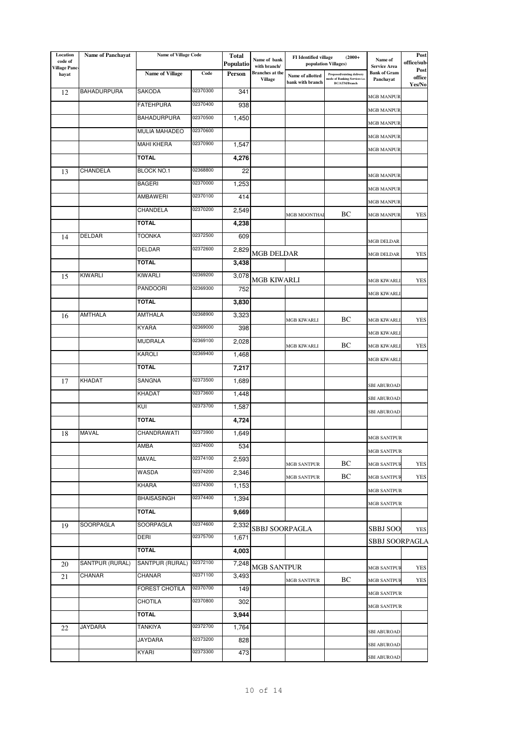| Location code of Village Panchayat | Name of Panchayat | Name of Village Code | | Total Population | Name of bank with branch/ Branches at the Village | FI Identified village (2000+ population Villages) | | Name of Service Area Bank of Gram Panchayat | Post office/sub-Post office Yes/No |
|---|---|---|---|---|---|---|---|---|---|
| | | Name of Village | Code | Person | | Name of allotted bank with branch | Proposed/existing delivery mode of Banking Services i.e. BC/ATM/Branch | | |
| 12 | BAHADURPURA | SAKODA | 02370300 | 341 | | | | MGB MANPUR | |
| | | FATEHPURA | 02370400 | 938 | | | | MGB MANPUR | |
| | | BAHADURPURA | 02370500 | 1,450 | | | | MGB MANPUR | |
| | | MULIA MAHADEO | 02370600 | | | | | MGB MANPUR | |
| | | MAHI KHERA | 02370900 | 1,547 | | | | MGB MANPUR | |
| | | TOTAL | | 4,276 | | | | | |
| 13 | CHANDELA | BLOCK NO.1 | 02368800 | 22 | | | | MGB MANPUR | |
| | | BAGERI | 02370000 | 1,253 | | | | MGB MANPUR | |
| | | AMBAWERI | 02370100 | 414 | | | | MGB MANPUR | |
| | | CHANDELA | 02370200 | 2,549 | | MGB MOONTHAL | BC | MGB MANPUR | YES |
| | | TOTAL | | 4,238 | | | | | |
| 14 | DELDAR | TOONKA | 02372500 | 609 | | | | MGB DELDAR | |
| | | DELDAR | 02372600 | 2,829 | MGB DELDAR | | | MGB DELDAR | YES |
| | | TOTAL | | 3,438 | | | | | |
| 15 | KIWARLI | KIWARLI | 02369200 | 3,078 | MGB KIWARLI | | | MGB KIWARLI | YES |
| | | PANDOORI | 02369300 | 752 | | | | MGB KIWARLI | |
| | | TOTAL | | 3,830 | | | | | |
| 16 | AMTHALA | AMTHALA | 02368900 | 3,323 | | MGB KIWARLI | BC | MGB KIWARLI | YES |
| | | KYARA | 02369000 | 398 | | | | MGB KIWARLI | |
| | | MUDRALA | 02369100 | 2,028 | | MGB KIWARLI | BC | MGB KIWARLI | YES |
| | | KAROLI | 02369400 | 1,468 | | | | MGB KIWARLI | |
| | | TOTAL | | 7,217 | | | | | |
| 17 | KHADAT | SANGNA | 02373500 | 1,689 | | | | SBI ABUROAD | |
| | | KHADAT | 02373600 | 1,448 | | | | SBI ABUROAD | |
| | | KUI | 02373700 | 1,587 | | | | SBI ABUROAD | |
| | | TOTAL | | 4,724 | | | | | |
| 18 | MAVAL | CHANDRAWATI | 02373900 | 1,649 | | | | MGB SANTPUR | |
| | | AMBA | 02374000 | 534 | | | | MGB SANTPUR | |
| | | MAVAL | 02374100 | 2,593 | | MGB SANTPUR | BC | MGB SANTPUR | YES |
| | | WASDA | 02374200 | 2,346 | | MGB SANTPUR | BC | MGB SANTPUR | YES |
| | | KHARA | 02374300 | 1,153 | | | | MGB SANTPUR | |
| | | BHAISASINGH | 02374400 | 1,394 | | | | MGB SANTPUR | |
| | | TOTAL | | 9,669 | | | | | |
| 19 | SOORPAGLA | SOORPAGLA | 02374600 | 2,332 | SBBJ SOORPAGLA | | | SBBJ SOO | YES |
| | | DERI | 02375700 | 1,671 | | | | SBBJ SOORPAGLA | |
| | | TOTAL | | 4,003 | | | | | |
| 20 | SANTPUR (RURAL) | SANTPUR (RURAL) | 02372100 | 7,248 | MGB SANTPUR | | | MGB SANTPUR | YES |
| 21 | CHANAR | CHANAR | 02371100 | 3,493 | | MGB SANTPUR | BC | MGB SANTPUR | YES |
| | | FOREST CHOTILA | 02370700 | 149 | | | | MGB SANTPUR | |
| | | CHOTILA | 02370800 | 302 | | | | MGB SANTPUR | |
| | | TOTAL | | 3,944 | | | | | |
| 22 | JAYDARA | TANKIYA | 02372700 | 1,764 | | | | SBI ABUROAD | |
| | | JAYDARA | 02373200 | 828 | | | | SBI ABUROAD | |
| | | KYARI | 02373300 | 473 | | | | SBI ABUROAD | |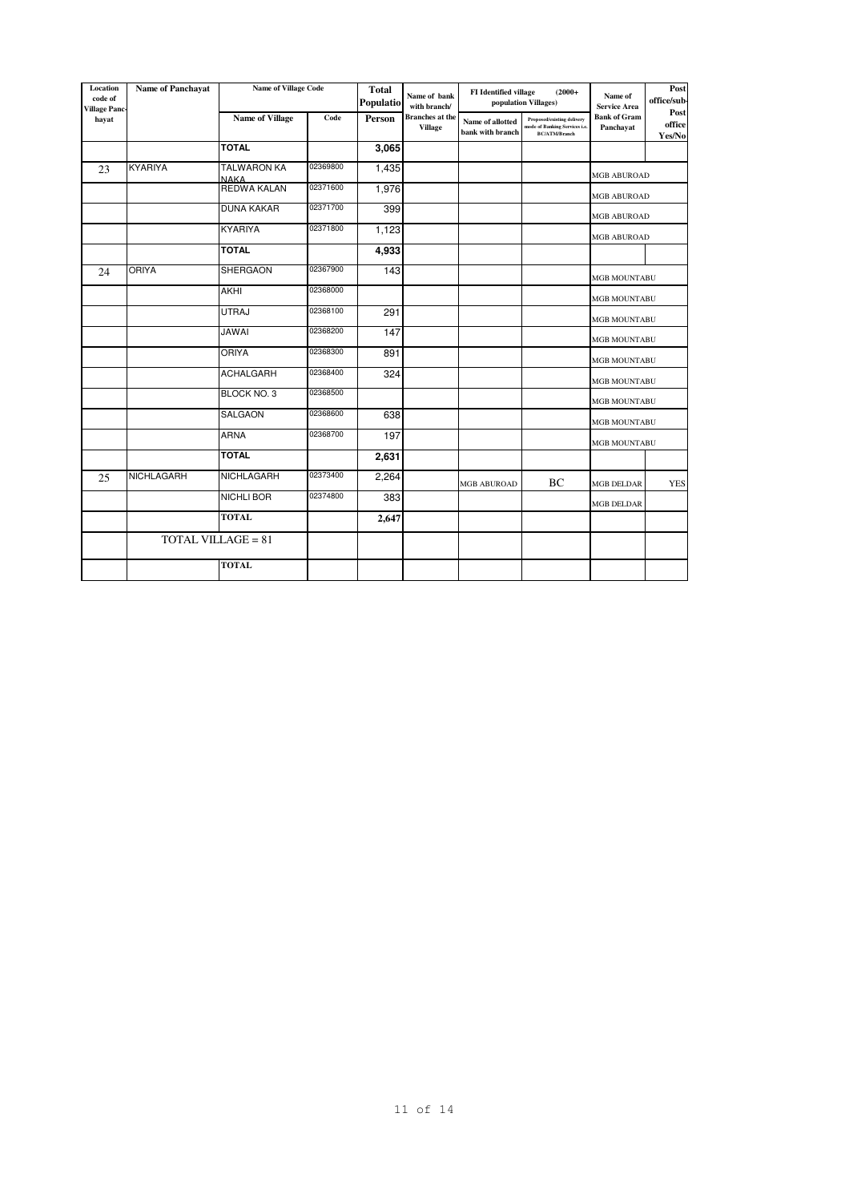| Location code of Village Panchayat | Name of Panchayat | Name of Village Code | | Total Population | Name of bank with branch/ Branches at the Village | FI Identified village (2000+ population Villages) | | Name of Service Area Bank of Gram Panchayat | Post office/sub-Post office Yes/No |
|---|---|---|---|---|---|---|---|---|---|
| | | Name of Village | Code | Person | | Name of allotted bank with branch | Proposed/existing delivery mode of Banking Services i.e. BC/ATM/Branch | | |
| | | TOTAL | | 3,065 | | | | | |
| 23 | KYARIYA | TALWARON KA NAKA | 02369800 | 1,435 | | | | MGB ABUROAD | |
| | | REDWA KALAN | 02371600 | 1,976 | | | | MGB ABUROAD | |
| | | DUNA KAKAR | 02371700 | 399 | | | | MGB ABUROAD | |
| | | KYARIYA | 02371800 | 1,123 | | | | MGB ABUROAD | |
| | | TOTAL | | 4,933 | | | | | |
| 24 | ORIYA | SHERGAON | 02367900 | 143 | | | | MGB MOUNTABU | |
| | | AKHI | 02368000 | | | | | MGB MOUNTABU | |
| | | UTRAJ | 02368100 | 291 | | | | MGB MOUNTABU | |
| | | JAWAI | 02368200 | 147 | | | | MGB MOUNTABU | |
| | | ORIYA | 02368300 | 891 | | | | MGB MOUNTABU | |
| | | ACHALGARH | 02368400 | 324 | | | | MGB MOUNTABU | |
| | | BLOCK NO. 3 | 02368500 | | | | | MGB MOUNTABU | |
| | | SALGAON | 02368600 | 638 | | | | MGB MOUNTABU | |
| | | ARNA | 02368700 | 197 | | | | MGB MOUNTABU | |
| | | TOTAL | | 2,631 | | | | | |
| 25 | NICHLAGARH | NICHLAGARH | 02373400 | 2,264 | | MGB ABUROAD | BC | MGB DELDAR | YES |
| | | NICHLI BOR | 02374800 | 383 | | | | MGB DELDAR | |
| | | TOTAL | | 2,647 | | | | | |
| | TOTAL VILLAGE = 81 | | | | | | | | |
| | | TOTAL | | | | | | | |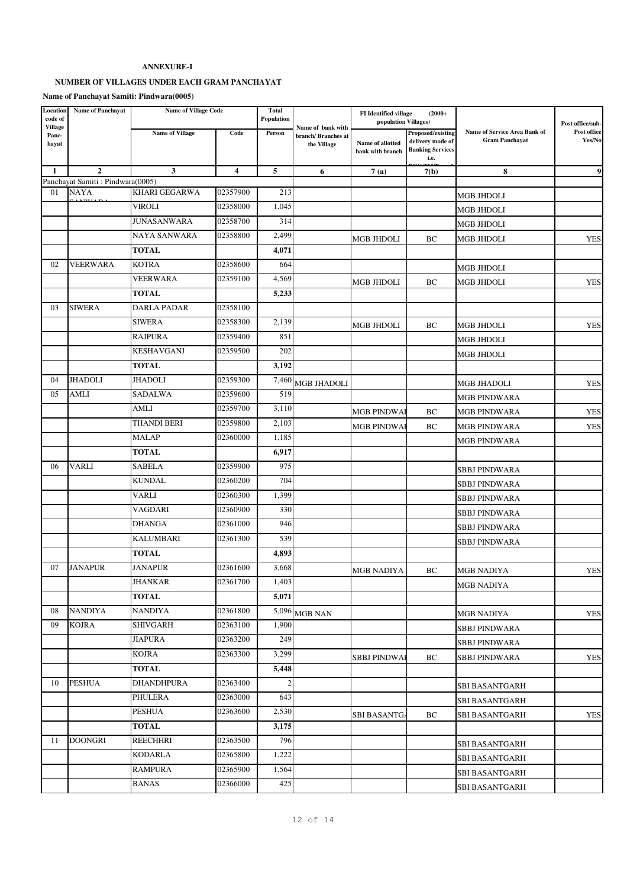**ANNEXURE-I**

**NUMBER OF VILLAGES UNDER EACH GRAM PANCHAYAT**

**Name of Panchayat Samiti: Pindwara(0005)**

| Location code of Village Panc-hayat | Name of Panchayat | Name of Village Code | | Total Population | Name of bank with branch/ Branches at the Village | FI Identified village (2000+ population Villages) | | Name of Service Area Bank of Gram Panchayat | Post office/sub-Post office Yes/No |
|---|---|---|---|---|---|---|---|---|---|
| | | Name of Village | Code | Person | | Name of allotted bank with branch | Proposed/existing delivery mode of Banking Services i.e. | | |
| 1 | 2 | 3 | 4 | 5 | 6 | 7 (a) | 7(b) | 8 | 9 |
| Panchayat Samiti : Pindwara(0005) | | | | | | | | | |
| 01 | NAYA SANWARA | KHARI GEGARWA | 02357900 | 213 | | | | MGB JHDOLI | |
| | | VIROLI | 02358000 | 1,045 | | | | MGB JHDOLI | |
| | | JUNASANWARA | 02358700 | 314 | | | | MGB JHDOLI | |
| | | NAYA SANWARA | 02358800 | 2,499 | | MGB JHDOLI | BC | MGB JHDOLI | YES |
| | | **TOTAL** | | **4,071** | | | | | |
| 02 | VEERWARA | KOTRA | 02358600 | 664 | | | | MGB JHDOLI | |
| | | VEERWARA | 02359100 | 4,569 | | MGB JHDOLI | BC | MGB JHDOLI | YES |
| | | **TOTAL** | | **5,233** | | | | | |
| 03 | SIWERA | DARLA PADAR | 02358100 | | | | | | |
| | | SIWERA | 02358300 | 2,139 | | MGB JHDOLI | BC | MGB JHDOLI | YES |
| | | RAJPURA | 02359400 | 851 | | | | MGB JHDOLI | |
| | | KESHAVGANJ | 02359500 | 202 | | | | MGB JHDOLI | |
| | | **TOTAL** | | **3,192** | | | | | |
| 04 | JHADOLI | JHADOLI | 02359300 | 7,460 | MGB JHADOLI | | | MGB JHADOLI | YES |
| 05 | AMLI | SADALWA | 02359600 | 519 | | | | MGB PINDWARA | |
| | | AMLI | 02359700 | 3,110 | | MGB PINDWAI | BC | MGB PINDWARA | YES |
| | | THANDI BERI | 02359800 | 2,103 | | MGB PINDWAI | BC | MGB PINDWARA | YES |
| | | MALAP | 02360000 | 1,185 | | | | MGB PINDWARA | |
| | | **TOTAL** | | **6,917** | | | | | |
| 06 | VARLI | SABELA | 02359900 | 975 | | | | SBBJ PINDWARA | |
| | | KUNDAL | 02360200 | 704 | | | | SBBJ PINDWARA | |
| | | VARLI | 02360300 | 1,399 | | | | SBBJ PINDWARA | |
| | | VAGDARI | 02360900 | 330 | | | | SBBJ PINDWARA | |
| | | DHANGA | 02361000 | 946 | | | | SBBJ PINDWARA | |
| | | KALUMBARI | 02361300 | 539 | | | | SBBJ PINDWARA | |
| | | **TOTAL** | | **4,893** | | | | | |
| 07 | JANAPUR | JANAPUR | 02361600 | 3,668 | | MGB NADIYA | BC | MGB NADIYA | YES |
| | | JHANKAR | 02361700 | 1,403 | | | | MGB NADIYA | |
| | | **TOTAL** | | **5,071** | | | | | |
| 08 | NANDIYA | NANDIYA | 02361800 | 5,096 | MGB NAN | | | MGB NADIYA | YES |
| 09 | KOJRA | SHIVGARH | 02363100 | 1,900 | | | | SBBJ PINDWARA | |
| | | JIAPURA | 02363200 | 249 | | | | SBBJ PINDWARA | |
| | | KOJRA | 02363300 | 3,299 | | SBBJ PINDWAI | BC | SBBJ PINDWARA | YES |
| | | **TOTAL** | | **5,448** | | | | | |
| 10 | PESHUA | DHANDHPURA | 02363400 | 2 | | | | SBI BASANTGARH | |
| | | PHULERA | 02363000 | 643 | | | | SBI BASANTGARH | |
| | | PESHUA | 02363600 | 2,530 | | SBI BASANTG/ | BC | SBI BASANTGARH | YES |
| | | **TOTAL** | | **3,175** | | | | | |
| 11 | DOONGRI | REECHHRI | 02363500 | 796 | | | | SBI BASANTGARH | |
| | | KODARLA | 02365800 | 1,222 | | | | SBI BASANTGARH | |
| | | RAMPURA | 02365900 | 1,564 | | | | SBI BASANTGARH | |
| | | BANAS | 02366000 | 425 | | | | SBI BASANTGARH | |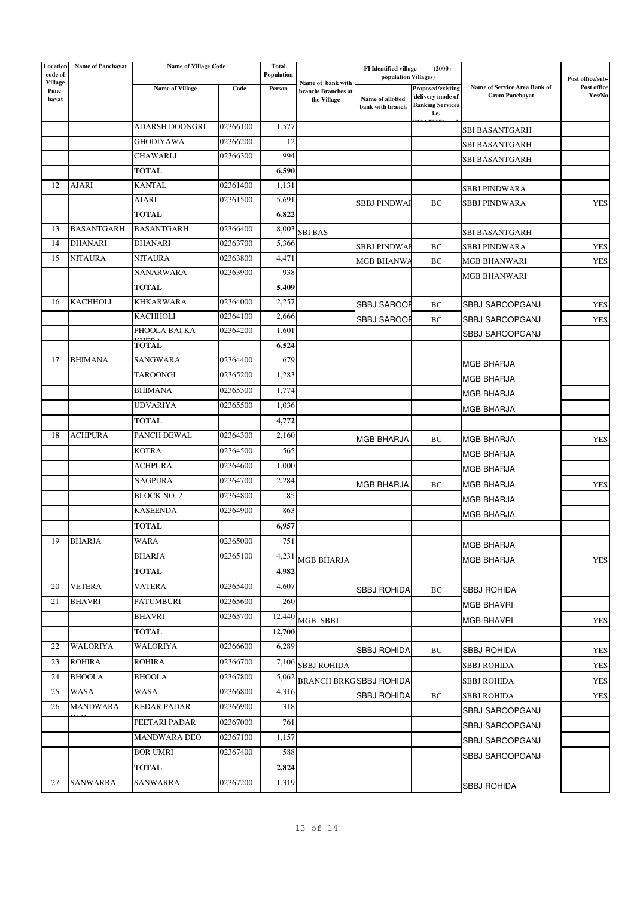| Location code of Village Panc-hayat | Name of Panchayat | Name of Village Code | | Total Population | Name of bank with branch/ Branches at the Village | FI Identified village (2000+ population Villages) | | Name of Service Area Bank of Gram Panchayat | Post office/sub-Post office Yes/No |
|---|---|---|---|---|---|---|---|---|---|
| | | Name of Village | Code | Person | | Name of allotted bank with branch | Proposed/existing delivery mode of Banking Services i.e. BC/ATM/Branch | | |
| | | ADARSH DOONGRI | 02366100 | 1,577 | | | | SBI BASANTGARH | |
| | | GHODIYAWA | 02366200 | 12 | | | | SBI BASANTGARH | |
| | | CHAWARLI | 02366300 | 994 | | | | SBI BASANTGARH | |
| | | TOTAL | | 6,590 | | | | | |
| 12 | AJARI | KANTAL | 02361400 | 1,131 | | | | SBBJ PINDWARA | |
| | | AJARI | 02361500 | 5,691 | | SBBJ PINDWAI | BC | SBBJ PINDWARA | YES |
| | | TOTAL | | 6,822 | | | | | |
| 13 | BASANTGARH | BASANTGARH | 02366400 | 8,003 | SBI BAS | | | SBI BASANTGARH | |
| 14 | DHANARI | DHANARI | 02363700 | 5,366 | | SBBJ PINDWAI | BC | SBBJ PINDWARA | YES |
| 15 | NITAURA | NITAURA | 02363800 | 4,471 | | MGB BHANWA | BC | MGB BHANWARI | YES |
| | | NANARWARA | 02363900 | 938 | | | | MGB BHANWARI | |
| | | TOTAL | | 5,409 | | | | | |
| 16 | KACHHOLI | KHKARWARA | 02364000 | 2,257 | | SBBJ SAROOF | BC | SBBJ SAROOPGANJ | YES |
| | | KACHHOLI | 02364100 | 2,666 | | SBBJ SAROOF | BC | SBBJ SAROOPGANJ | YES |
| | | PHOOLA BAI KA KHERA | 02364200 | 1,601 | | | | SBBJ SAROOPGANJ | |
| | | TOTAL | | 6,524 | | | | | |
| 17 | BHIMANA | SANGWARA | 02364400 | 679 | | | | MGB BHARJA | |
| | | TAROONGI | 02365200 | 1,283 | | | | MGB BHARJA | |
| | | BHIMANA | 02365300 | 1,774 | | | | MGB BHARJA | |
| | | UDVARIYA | 02365500 | 1,036 | | | | MGB BHARJA | |
| | | TOTAL | | 4,772 | | | | | |
| 18 | ACHPURA | PANCH DEWAL | 02364300 | 2,160 | | MGB BHARJA | BC | MGB BHARJA | YES |
| | | KOTRA | 02364500 | 565 | | | | MGB BHARJA | |
| | | ACHPURA | 02364600 | 1,000 | | | | MGB BHARJA | |
| | | NAGPURA | 02364700 | 2,284 | | MGB BHARJA | BC | MGB BHARJA | YES |
| | | BLOCK NO. 2 | 02364800 | 85 | | | | MGB BHARJA | |
| | | KASEENDA | 02364900 | 863 | | | | MGB BHARJA | |
| | | TOTAL | | 6,957 | | | | | |
| 19 | BHARJA | WARA | 02365000 | 751 | | | | MGB BHARJA | |
| | | BHARJA | 02365100 | 4,231 | MGB BHARJA | | | MGB BHARJA | YES |
| | | TOTAL | | 4,982 | | | | | |
| 20 | VETERA | VATERA | 02365400 | 4,607 | | SBBJ ROHIDA | BC | SBBJ ROHIDA | |
| 21 | BHAVRI | PATUMBURI | 02365600 | 260 | | | | MGB BHAVRI | |
| | | BHAVRI | 02365700 | 12,440 | MGB SBBJ | | | MGB BHAVRI | YES |
| | | TOTAL | | 12,700 | | | | | |
| 22 | WALORIYA | WALORIYA | 02366600 | 6,289 | | SBBJ ROHIDA | BC | SBBJ ROHIDA | YES |
| 23 | ROHIRA | ROHIRA | 02366700 | 7,106 | SBBJ ROHIDA | | | SBBJ ROHIDA | YES |
| 24 | BHOOLA | BHOOLA | 02367800 | 5,062 | BRANCH BRKG | SBBJ ROHIDA | | SBBJ ROHIDA | YES |
| 25 | WASA | WASA | 02366800 | 4,316 | | SBBJ ROHIDA | BC | SBBJ ROHIDA | YES |
| 26 | MANDWARA DEO | KEDAR PADAR | 02366900 | 318 | | | | SBBJ SAROOPGANJ | |
| | | PEETARI PADAR | 02367000 | 761 | | | | SBBJ SAROOPGANJ | |
| | | MANDWARA DEO | 02367100 | 1,157 | | | | SBBJ SAROOPGANJ | |
| | | BOR UMRI | 02367400 | 588 | | | | SBBJ SAROOPGANJ | |
| | | TOTAL | | 2,824 | | | | | |
| 27 | SANWARRA | SANWARRA | 02367200 | 1,319 | | | | SBBJ ROHIDA | |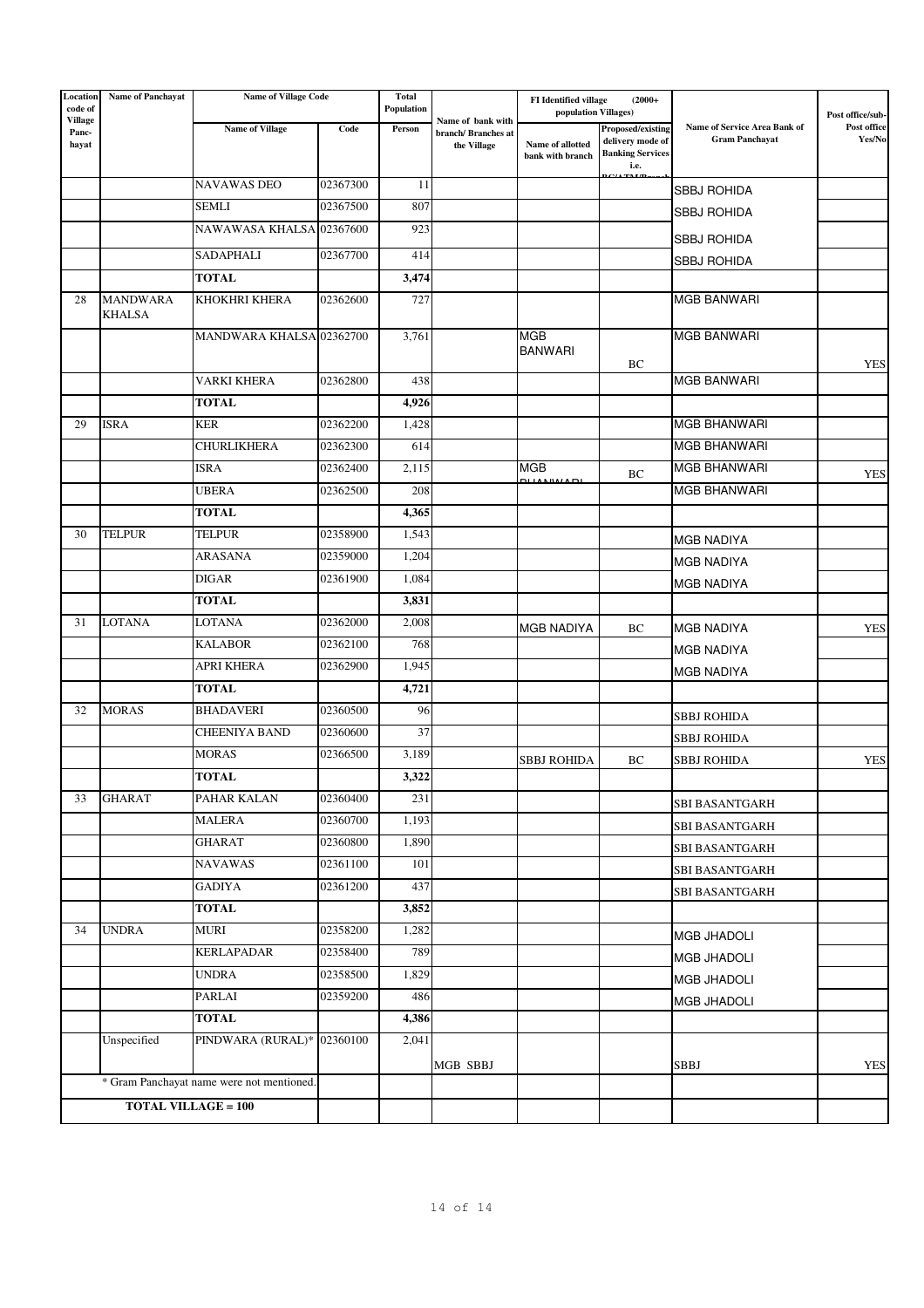| Location code of Village Panc-hayat | Name of Panchayat | Name of Village Code | | Total Population | Name of bank with branch/ Branches at the Village | FI Identified village (2000+ population Villages) | | Name of Service Area Bank of Gram Panchayat | Post office/sub-Post office Yes/No |
|---|---|---|---|---|---|---|---|---|---|
| | | Name of Village | Code | Person | | Name of allotted bank with branch | Proposed/existing delivery mode of Banking Services i.e. BC/ATM/Branch | | |
| | | NAVAWAS DEO | 02367300 | 11 | | | | SBBJ ROHIDA | |
| | | SEMLI | 02367500 | 807 | | | | SBBJ ROHIDA | |
| | | NAWAWASA KHALSA | 02367600 | 923 | | | | SBBJ ROHIDA | |
| | | SADAPHALI | 02367700 | 414 | | | | SBBJ ROHIDA | |
| | | **TOTAL** | | **3,474** | | | | | |
| 28 | MANDWARA KHALSA | KHOKHRI KHERA | 02362600 | 727 | | | | MGB BANWARI | |
| | | MANDWARA KHALSA | 02362700 | 3,761 | | MGB BANWARI | BC | MGB BANWARI | YES |
| | | VARKI KHERA | 02362800 | 438 | | | | MGB BANWARI | |
| | | **TOTAL** | | **4,926** | | | | | |
| 29 | ISRA | KER | 02362200 | 1,428 | | | | MGB BHANWARI | |
| | | CHURLIKHERA | 02362300 | 614 | | | | MGB BHANWARI | |
| | | ISRA | 02362400 | 2,115 | | MGB BHANWARI | BC | MGB BHANWARI | YES |
| | | UBERA | 02362500 | 208 | | | | MGB BHANWARI | |
| | | **TOTAL** | | **4,365** | | | | | |
| 30 | TELPUR | TELPUR | 02358900 | 1,543 | | | | MGB NADIYA | |
| | | ARASANA | 02359000 | 1,204 | | | | MGB NADIYA | |
| | | DIGAR | 02361900 | 1,084 | | | | MGB NADIYA | |
| | | **TOTAL** | | **3,831** | | | | | |
| 31 | LOTANA | LOTANA | 02362000 | 2,008 | | MGB NADIYA | BC | MGB NADIYA | YES |
| | | KALABOR | 02362100 | 768 | | | | MGB NADIYA | |
| | | APRI KHERA | 02362900 | 1,945 | | | | MGB NADIYA | |
| | | **TOTAL** | | **4,721** | | | | | |
| 32 | MORAS | BHADAVERI | 02360500 | 96 | | | | SBBJ ROHIDA | |
| | | CHEENIYA BAND | 02360600 | 37 | | | | SBBJ ROHIDA | |
| | | MORAS | 02366500 | 3,189 | | SBBJ ROHIDA | BC | SBBJ ROHIDA | YES |
| | | **TOTAL** | | **3,322** | | | | | |
| 33 | GHARAT | PAHAR KALAN | 02360400 | 231 | | | | SBI BASANTGARH | |
| | | MALERA | 02360700 | 1,193 | | | | SBI BASANTGARH | |
| | | GHARAT | 02360800 | 1,890 | | | | SBI BASANTGARH | |
| | | NAVAWAS | 02361100 | 101 | | | | SBI BASANTGARH | |
| | | GADIYA | 02361200 | 437 | | | | SBI BASANTGARH | |
| | | **TOTAL** | | **3,852** | | | | | |
| 34 | UNDRA | MURI | 02358200 | 1,282 | | | | MGB JHADOLI | |
| | | KERLAPADAR | 02358400 | 789 | | | | MGB JHADOLI | |
| | | UNDRA | 02358500 | 1,829 | | | | MGB JHADOLI | |
| | | PARLAI | 02359200 | 486 | | | | MGB JHADOLI | |
| | | **TOTAL** | | **4,386** | | | | | |
| | Unspecified | PINDWARA (RURAL)* | 02360100 | 2,041 | MGB SBBJ | | | SBBJ | YES |
| | * Gram Panchayat name were not mentioned. | | | | | | | | |
| | **TOTAL VILLAGE = 100** | | | | | | | | |